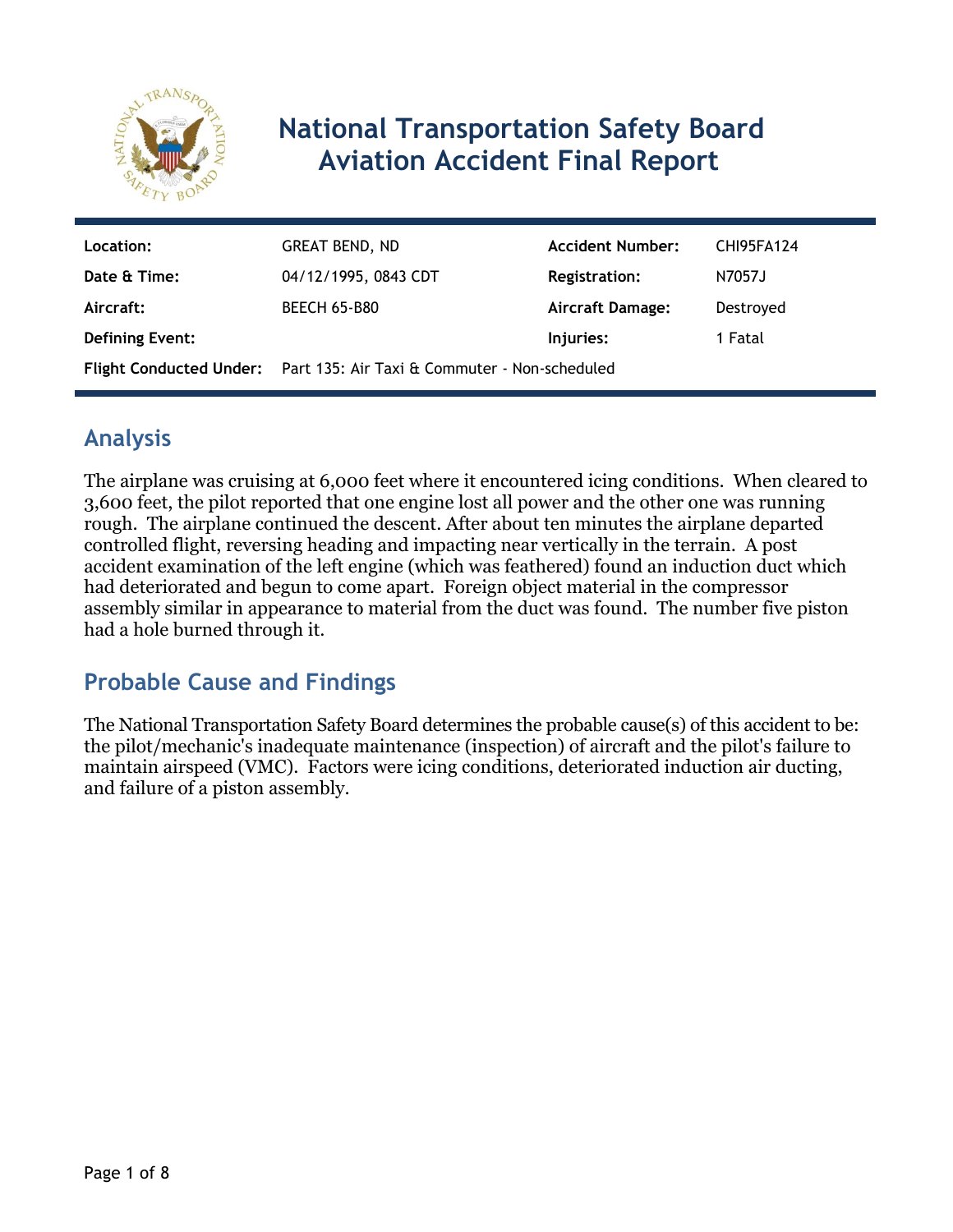# National Transportation Safety Board Aviation Accident Final Report

| | | | |
|---|---|---|---|
| **Location:** | GREAT BEND, ND | **Accident Number:** | CHI95FA124 |
| **Date & Time:** | 04/12/1995, 0843 CDT | **Registration:** | N7057J |
| **Aircraft:** | BEECH 65-B80 | **Aircraft Damage:** | Destroyed |
| **Defining Event:** | | **Injuries:** | 1 Fatal |
| **Flight Conducted Under:** | Part 135: Air Taxi & Commuter - Non-scheduled | | |

## Analysis

The airplane was cruising at 6,000 feet where it encountered icing conditions. When cleared to 3,600 feet, the pilot reported that one engine lost all power and the other one was running rough. The airplane continued the descent. After about ten minutes the airplane departed controlled flight, reversing heading and impacting near vertically in the terrain. A post accident examination of the left engine (which was feathered) found an induction duct which had deteriorated and begun to come apart. Foreign object material in the compressor assembly similar in appearance to material from the duct was found. The number five piston had a hole burned through it.

## Probable Cause and Findings

The National Transportation Safety Board determines the probable cause(s) of this accident to be: the pilot/mechanic's inadequate maintenance (inspection) of aircraft and the pilot's failure to maintain airspeed (VMC). Factors were icing conditions, deteriorated induction air ducting, and failure of a piston assembly.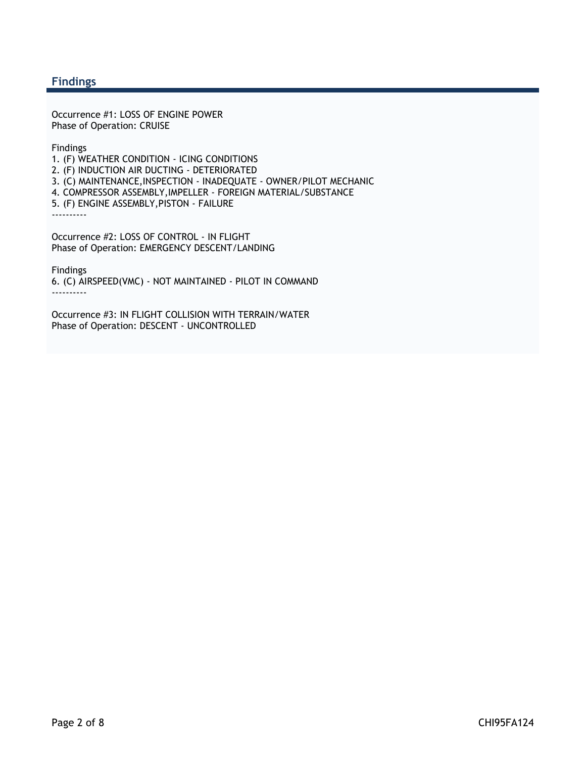## Findings

Occurrence #1: LOSS OF ENGINE POWER
Phase of Operation: CRUISE

Findings
1. (F) WEATHER CONDITION - ICING CONDITIONS
2. (F) INDUCTION AIR DUCTING - DETERIORATED
3. (C) MAINTENANCE,INSPECTION - INADEQUATE - OWNER/PILOT MECHANIC
4. COMPRESSOR ASSEMBLY,IMPELLER - FOREIGN MATERIAL/SUBSTANCE
5. (F) ENGINE ASSEMBLY,PISTON - FAILURE

----------

Occurrence #2: LOSS OF CONTROL - IN FLIGHT
Phase of Operation: EMERGENCY DESCENT/LANDING

Findings
6. (C) AIRSPEED(VMC) - NOT MAINTAINED - PILOT IN COMMAND

----------

Occurrence #3: IN FLIGHT COLLISION WITH TERRAIN/WATER
Phase of Operation: DESCENT - UNCONTROLLED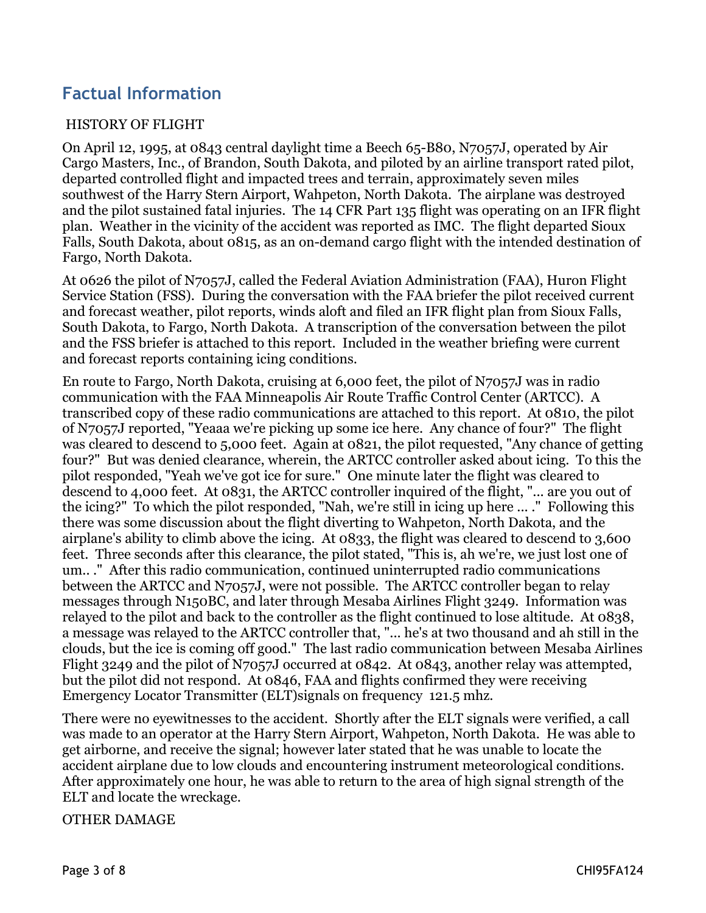## Factual Information

HISTORY OF FLIGHT

On April 12, 1995, at 0843 central daylight time a Beech 65-B80, N7057J, operated by Air Cargo Masters, Inc., of Brandon, South Dakota, and piloted by an airline transport rated pilot, departed controlled flight and impacted trees and terrain, approximately seven miles southwest of the Harry Stern Airport, Wahpeton, North Dakota. The airplane was destroyed and the pilot sustained fatal injuries. The 14 CFR Part 135 flight was operating on an IFR flight plan. Weather in the vicinity of the accident was reported as IMC. The flight departed Sioux Falls, South Dakota, about 0815, as an on-demand cargo flight with the intended destination of Fargo, North Dakota.

At 0626 the pilot of N7057J, called the Federal Aviation Administration (FAA), Huron Flight Service Station (FSS). During the conversation with the FAA briefer the pilot received current and forecast weather, pilot reports, winds aloft and filed an IFR flight plan from Sioux Falls, South Dakota, to Fargo, North Dakota. A transcription of the conversation between the pilot and the FSS briefer is attached to this report. Included in the weather briefing were current and forecast reports containing icing conditions.

En route to Fargo, North Dakota, cruising at 6,000 feet, the pilot of N7057J was in radio communication with the FAA Minneapolis Air Route Traffic Control Center (ARTCC). A transcribed copy of these radio communications are attached to this report. At 0810, the pilot of N7057J reported, "Yeaaa we're picking up some ice here. Any chance of four?" The flight was cleared to descend to 5,000 feet. Again at 0821, the pilot requested, "Any chance of getting four?" But was denied clearance, wherein, the ARTCC controller asked about icing. To this the pilot responded, "Yeah we've got ice for sure." One minute later the flight was cleared to descend to 4,000 feet. At 0831, the ARTCC controller inquired of the flight, "... are you out of the icing?" To which the pilot responded, "Nah, we're still in icing up here ... ." Following this there was some discussion about the flight diverting to Wahpeton, North Dakota, and the airplane's ability to climb above the icing. At 0833, the flight was cleared to descend to 3,600 feet. Three seconds after this clearance, the pilot stated, "This is, ah we're, we just lost one of um.. ." After this radio communication, continued uninterrupted radio communications between the ARTCC and N7057J, were not possible. The ARTCC controller began to relay messages through N150BC, and later through Mesaba Airlines Flight 3249. Information was relayed to the pilot and back to the controller as the flight continued to lose altitude. At 0838, a message was relayed to the ARTCC controller that, "... he's at two thousand and ah still in the clouds, but the ice is coming off good." The last radio communication between Mesaba Airlines Flight 3249 and the pilot of N7057J occurred at 0842. At 0843, another relay was attempted, but the pilot did not respond. At 0846, FAA and flights confirmed they were receiving Emergency Locator Transmitter (ELT)signals on frequency 121.5 mhz.

There were no eyewitnesses to the accident. Shortly after the ELT signals were verified, a call was made to an operator at the Harry Stern Airport, Wahpeton, North Dakota. He was able to get airborne, and receive the signal; however later stated that he was unable to locate the accident airplane due to low clouds and encountering instrument meteorological conditions. After approximately one hour, he was able to return to the area of high signal strength of the ELT and locate the wreckage.

OTHER DAMAGE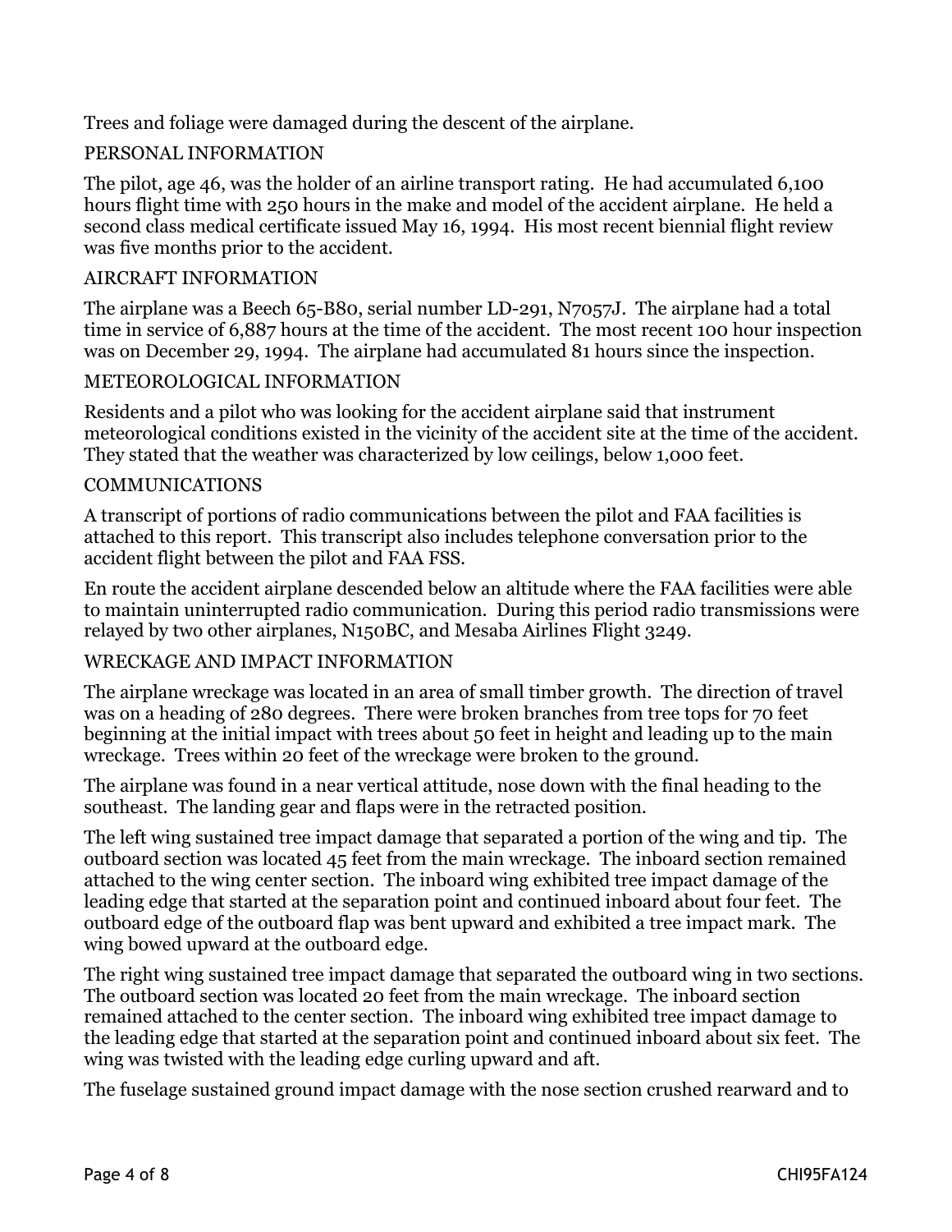Trees and foliage were damaged during the descent of the airplane.

## PERSONAL INFORMATION

The pilot, age 46, was the holder of an airline transport rating. He had accumulated 6,100 hours flight time with 250 hours in the make and model of the accident airplane. He held a second class medical certificate issued May 16, 1994. His most recent biennial flight review was five months prior to the accident.

## AIRCRAFT INFORMATION

The airplane was a Beech 65-B80, serial number LD-291, N7057J. The airplane had a total time in service of 6,887 hours at the time of the accident. The most recent 100 hour inspection was on December 29, 1994. The airplane had accumulated 81 hours since the inspection.

## METEOROLOGICAL INFORMATION

Residents and a pilot who was looking for the accident airplane said that instrument meteorological conditions existed in the vicinity of the accident site at the time of the accident. They stated that the weather was characterized by low ceilings, below 1,000 feet.

## COMMUNICATIONS

A transcript of portions of radio communications between the pilot and FAA facilities is attached to this report. This transcript also includes telephone conversation prior to the accident flight between the pilot and FAA FSS.

En route the accident airplane descended below an altitude where the FAA facilities were able to maintain uninterrupted radio communication. During this period radio transmissions were relayed by two other airplanes, N150BC, and Mesaba Airlines Flight 3249.

## WRECKAGE AND IMPACT INFORMATION

The airplane wreckage was located in an area of small timber growth. The direction of travel was on a heading of 280 degrees. There were broken branches from tree tops for 70 feet beginning at the initial impact with trees about 50 feet in height and leading up to the main wreckage. Trees within 20 feet of the wreckage were broken to the ground.

The airplane was found in a near vertical attitude, nose down with the final heading to the southeast. The landing gear and flaps were in the retracted position.

The left wing sustained tree impact damage that separated a portion of the wing and tip. The outboard section was located 45 feet from the main wreckage. The inboard section remained attached to the wing center section. The inboard wing exhibited tree impact damage of the leading edge that started at the separation point and continued inboard about four feet. The outboard edge of the outboard flap was bent upward and exhibited a tree impact mark. The wing bowed upward at the outboard edge.

The right wing sustained tree impact damage that separated the outboard wing in two sections. The outboard section was located 20 feet from the main wreckage. The inboard section remained attached to the center section. The inboard wing exhibited tree impact damage to the leading edge that started at the separation point and continued inboard about six feet. The wing was twisted with the leading edge curling upward and aft.

The fuselage sustained ground impact damage with the nose section crushed rearward and to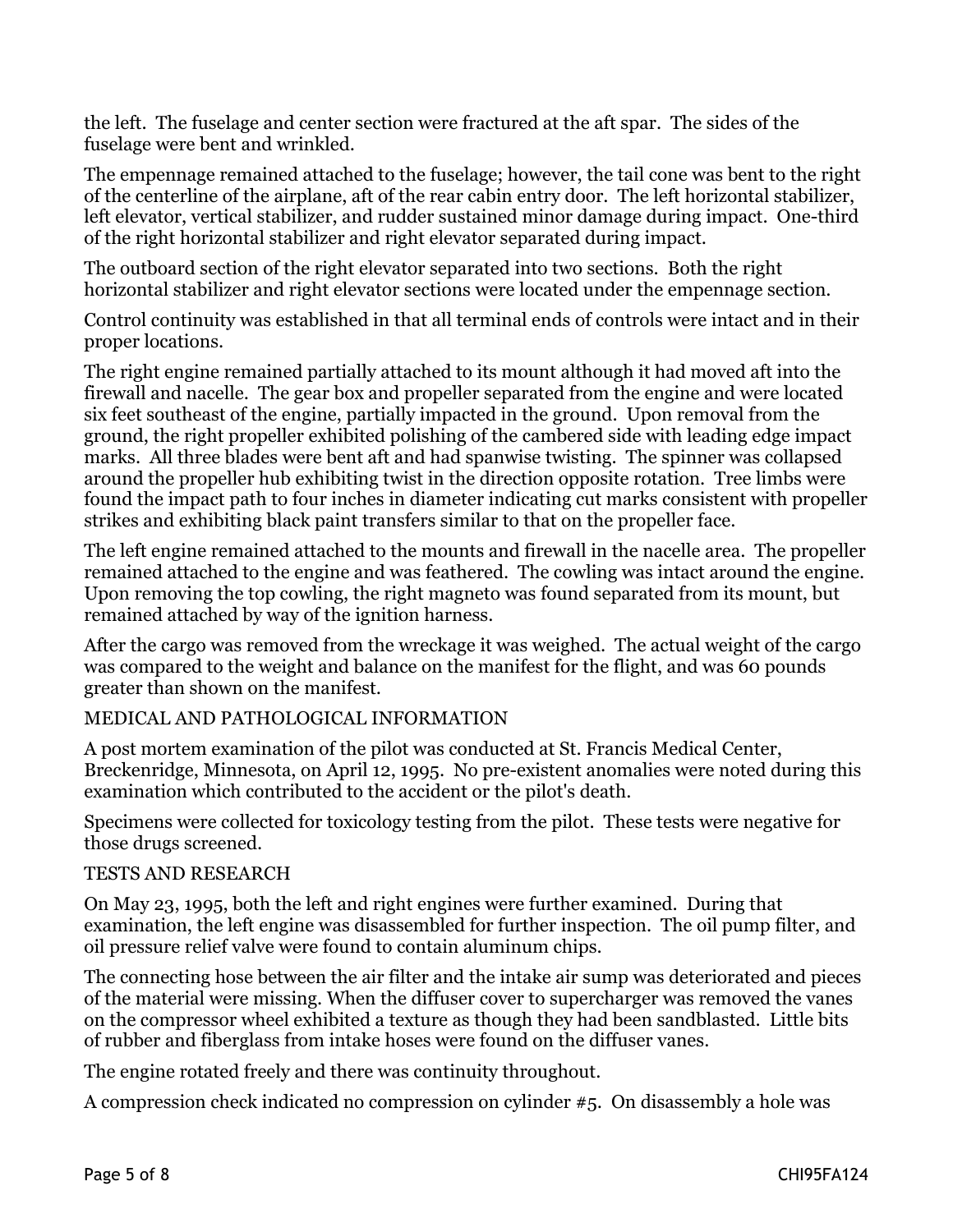the left. The fuselage and center section were fractured at the aft spar. The sides of the fuselage were bent and wrinkled.

The empennage remained attached to the fuselage; however, the tail cone was bent to the right of the centerline of the airplane, aft of the rear cabin entry door. The left horizontal stabilizer, left elevator, vertical stabilizer, and rudder sustained minor damage during impact. One-third of the right horizontal stabilizer and right elevator separated during impact.

The outboard section of the right elevator separated into two sections. Both the right horizontal stabilizer and right elevator sections were located under the empennage section.

Control continuity was established in that all terminal ends of controls were intact and in their proper locations.

The right engine remained partially attached to its mount although it had moved aft into the firewall and nacelle. The gear box and propeller separated from the engine and were located six feet southeast of the engine, partially impacted in the ground. Upon removal from the ground, the right propeller exhibited polishing of the cambered side with leading edge impact marks. All three blades were bent aft and had spanwise twisting. The spinner was collapsed around the propeller hub exhibiting twist in the direction opposite rotation. Tree limbs were found the impact path to four inches in diameter indicating cut marks consistent with propeller strikes and exhibiting black paint transfers similar to that on the propeller face.

The left engine remained attached to the mounts and firewall in the nacelle area. The propeller remained attached to the engine and was feathered. The cowling was intact around the engine. Upon removing the top cowling, the right magneto was found separated from its mount, but remained attached by way of the ignition harness.

After the cargo was removed from the wreckage it was weighed. The actual weight of the cargo was compared to the weight and balance on the manifest for the flight, and was 60 pounds greater than shown on the manifest.

## MEDICAL AND PATHOLOGICAL INFORMATION

A post mortem examination of the pilot was conducted at St. Francis Medical Center, Breckenridge, Minnesota, on April 12, 1995. No pre-existent anomalies were noted during this examination which contributed to the accident or the pilot's death.

Specimens were collected for toxicology testing from the pilot. These tests were negative for those drugs screened.

## TESTS AND RESEARCH

On May 23, 1995, both the left and right engines were further examined. During that examination, the left engine was disassembled for further inspection. The oil pump filter, and oil pressure relief valve were found to contain aluminum chips.

The connecting hose between the air filter and the intake air sump was deteriorated and pieces of the material were missing. When the diffuser cover to supercharger was removed the vanes on the compressor wheel exhibited a texture as though they had been sandblasted. Little bits of rubber and fiberglass from intake hoses were found on the diffuser vanes.

The engine rotated freely and there was continuity throughout.

A compression check indicated no compression on cylinder #5. On disassembly a hole was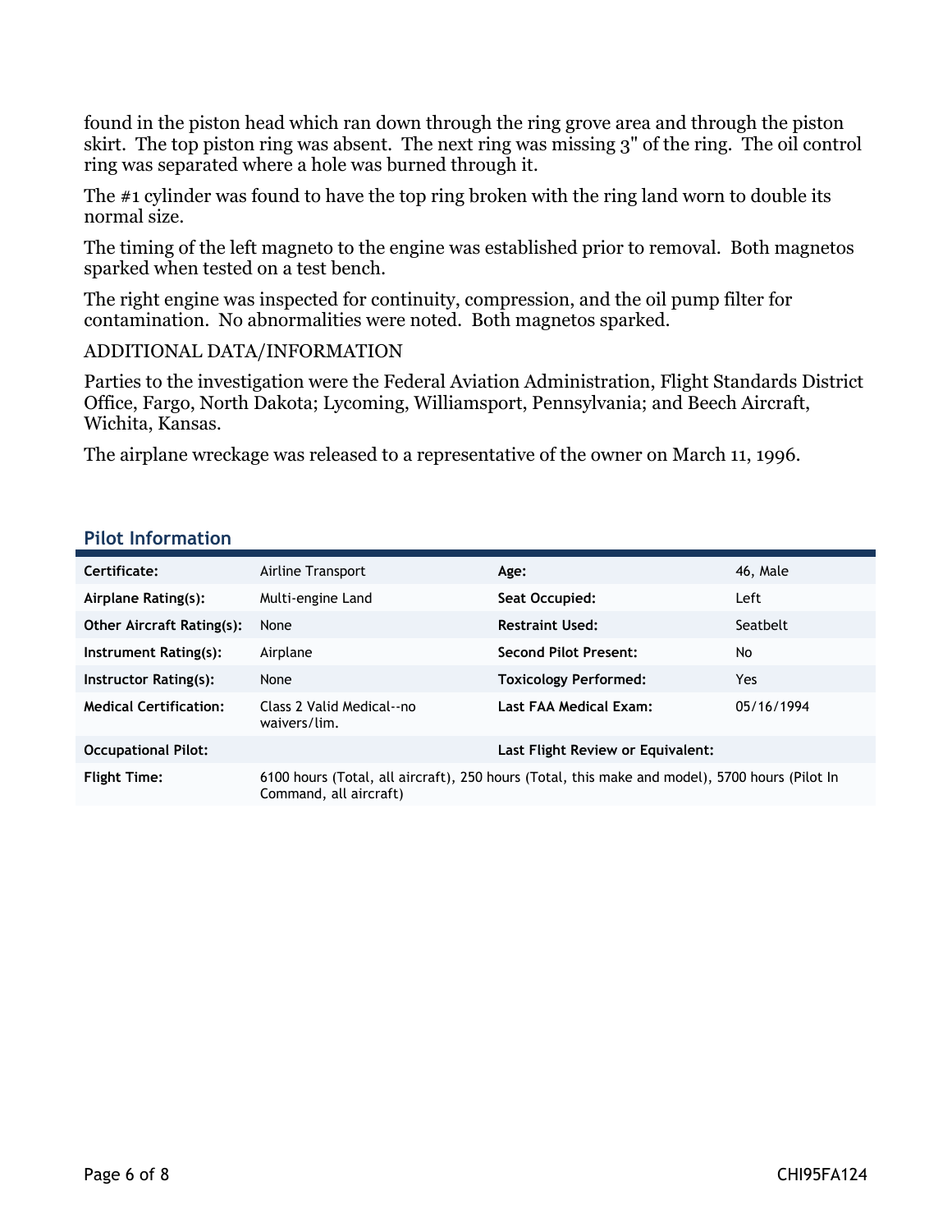found in the piston head which ran down through the ring grove area and through the piston skirt. The top piston ring was absent. The next ring was missing 3" of the ring. The oil control ring was separated where a hole was burned through it.

The #1 cylinder was found to have the top ring broken with the ring land worn to double its normal size.

The timing of the left magneto to the engine was established prior to removal. Both magnetos sparked when tested on a test bench.

The right engine was inspected for continuity, compression, and the oil pump filter for contamination. No abnormalities were noted. Both magnetos sparked.

ADDITIONAL DATA/INFORMATION

Parties to the investigation were the Federal Aviation Administration, Flight Standards District Office, Fargo, North Dakota; Lycoming, Williamsport, Pennsylvania; and Beech Aircraft, Wichita, Kansas.

The airplane wreckage was released to a representative of the owner on March 11, 1996.

## Pilot Information

| | | | |
|---|---|---|---|
| **Certificate:** | Airline Transport | **Age:** | 46, Male |
| **Airplane Rating(s):** | Multi-engine Land | **Seat Occupied:** | Left |
| **Other Aircraft Rating(s):** | None | **Restraint Used:** | Seatbelt |
| **Instrument Rating(s):** | Airplane | **Second Pilot Present:** | No |
| **Instructor Rating(s):** | None | **Toxicology Performed:** | Yes |
| **Medical Certification:** | Class 2 Valid Medical--no waivers/lim. | **Last FAA Medical Exam:** | 05/16/1994 |
| **Occupational Pilot:** | | **Last Flight Review or Equivalent:** | |
| **Flight Time:** | 6100 hours (Total, all aircraft), 250 hours (Total, this make and model), 5700 hours (Pilot In Command, all aircraft) | | |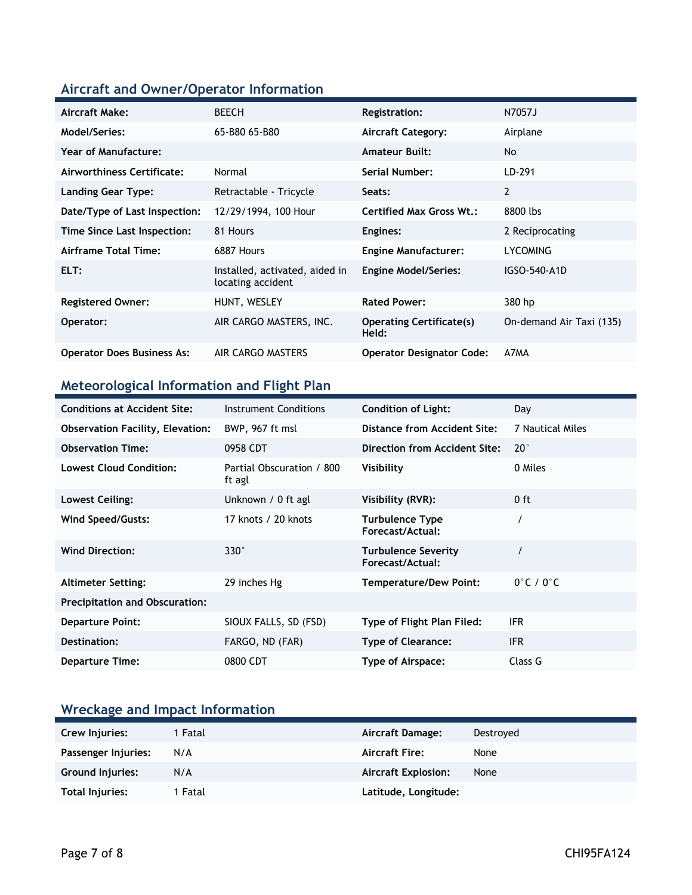## Aircraft and Owner/Operator Information

| | | | |
|---|---|---|---|
| **Aircraft Make:** | BEECH | **Registration:** | N7057J |
| **Model/Series:** | 65-B80 65-B80 | **Aircraft Category:** | Airplane |
| **Year of Manufacture:** | | **Amateur Built:** | No |
| **Airworthiness Certificate:** | Normal | **Serial Number:** | LD-291 |
| **Landing Gear Type:** | Retractable - Tricycle | **Seats:** | 2 |
| **Date/Type of Last Inspection:** | 12/29/1994, 100 Hour | **Certified Max Gross Wt.:** | 8800 lbs |
| **Time Since Last Inspection:** | 81 Hours | **Engines:** | 2 Reciprocating |
| **Airframe Total Time:** | 6887 Hours | **Engine Manufacturer:** | LYCOMING |
| **ELT:** | Installed, activated, aided in locating accident | **Engine Model/Series:** | IGSO-540-A1D |
| **Registered Owner:** | HUNT, WESLEY | **Rated Power:** | 380 hp |
| **Operator:** | AIR CARGO MASTERS, INC. | **Operating Certificate(s) Held:** | On-demand Air Taxi (135) |
| **Operator Does Business As:** | AIR CARGO MASTERS | **Operator Designator Code:** | A7MA |

## Meteorological Information and Flight Plan

| | | | |
|---|---|---|---|
| **Conditions at Accident Site:** | Instrument Conditions | **Condition of Light:** | Day |
| **Observation Facility, Elevation:** | BWP, 967 ft msl | **Distance from Accident Site:** | 7 Nautical Miles |
| **Observation Time:** | 0958 CDT | **Direction from Accident Site:** | 20° |
| **Lowest Cloud Condition:** | Partial Obscuration / 800 ft agl | **Visibility** | 0 Miles |
| **Lowest Ceiling:** | Unknown / 0 ft agl | **Visibility (RVR):** | 0 ft |
| **Wind Speed/Gusts:** | 17 knots / 20 knots | **Turbulence Type Forecast/Actual:** | / |
| **Wind Direction:** | 330° | **Turbulence Severity Forecast/Actual:** | / |
| **Altimeter Setting:** | 29 inches Hg | **Temperature/Dew Point:** | 0°C / 0°C |
| **Precipitation and Obscuration:** | | | |
| **Departure Point:** | SIOUX FALLS, SD (FSD) | **Type of Flight Plan Filed:** | IFR |
| **Destination:** | FARGO, ND (FAR) | **Type of Clearance:** | IFR |
| **Departure Time:** | 0800 CDT | **Type of Airspace:** | Class G |

## Wreckage and Impact Information

| | | | |
|---|---|---|---|
| **Crew Injuries:** | 1 Fatal | **Aircraft Damage:** | Destroyed |
| **Passenger Injuries:** | N/A | **Aircraft Fire:** | None |
| **Ground Injuries:** | N/A | **Aircraft Explosion:** | None |
| **Total Injuries:** | 1 Fatal | **Latitude, Longitude:** | |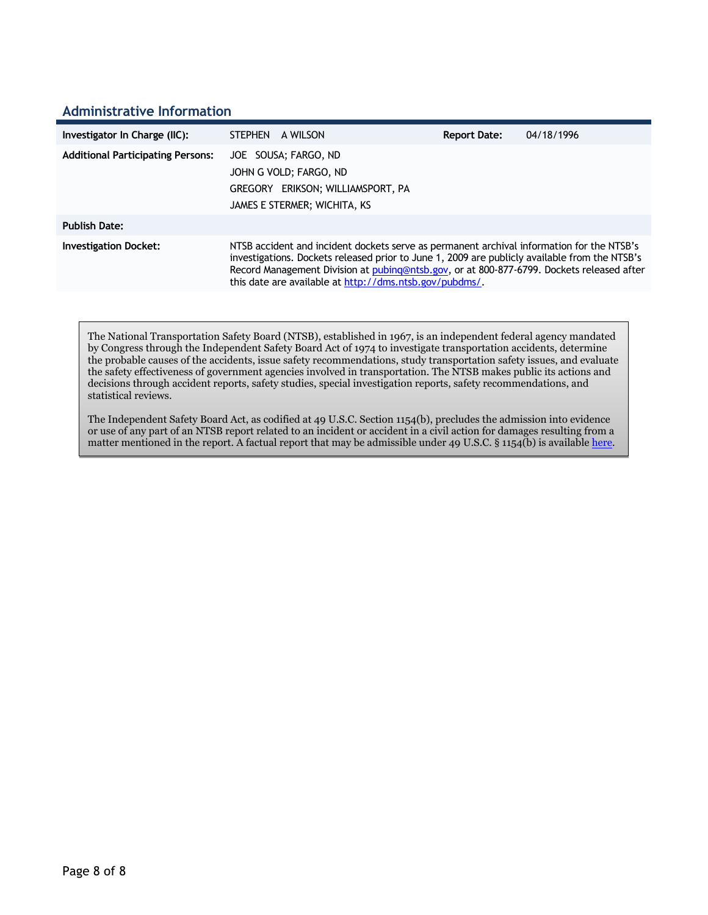## Administrative Information

| | | | |
|---|---|---|---|
| **Investigator In Charge (IIC):** | STEPHEN A WILSON | **Report Date:** | 04/18/1996 |
| **Additional Participating Persons:** | JOE SOUSA; FARGO, ND<br>JOHN G VOLD; FARGO, ND<br>GREGORY ERIKSON; WILLIAMSPORT, PA<br>JAMES E STERMER; WICHITA, KS | | |
| **Publish Date:** | | | |
| **Investigation Docket:** | NTSB accident and incident dockets serve as permanent archival information for the NTSB's investigations. Dockets released prior to June 1, 2009 are publicly available from the NTSB's Record Management Division at pubinq@ntsb.gov, or at 800-877-6799. Dockets released after this date are available at http://dms.ntsb.gov/pubdms/. | | |

The National Transportation Safety Board (NTSB), established in 1967, is an independent federal agency mandated by Congress through the Independent Safety Board Act of 1974 to investigate transportation accidents, determine the probable causes of the accidents, issue safety recommendations, study transportation safety issues, and evaluate the safety effectiveness of government agencies involved in transportation. The NTSB makes public its actions and decisions through accident reports, safety studies, special investigation reports, safety recommendations, and statistical reviews.

The Independent Safety Board Act, as codified at 49 U.S.C. Section 1154(b), precludes the admission into evidence or use of any part of an NTSB report related to an incident or accident in a civil action for damages resulting from a matter mentioned in the report. A factual report that may be admissible under 49 U.S.C. § 1154(b) is available here.